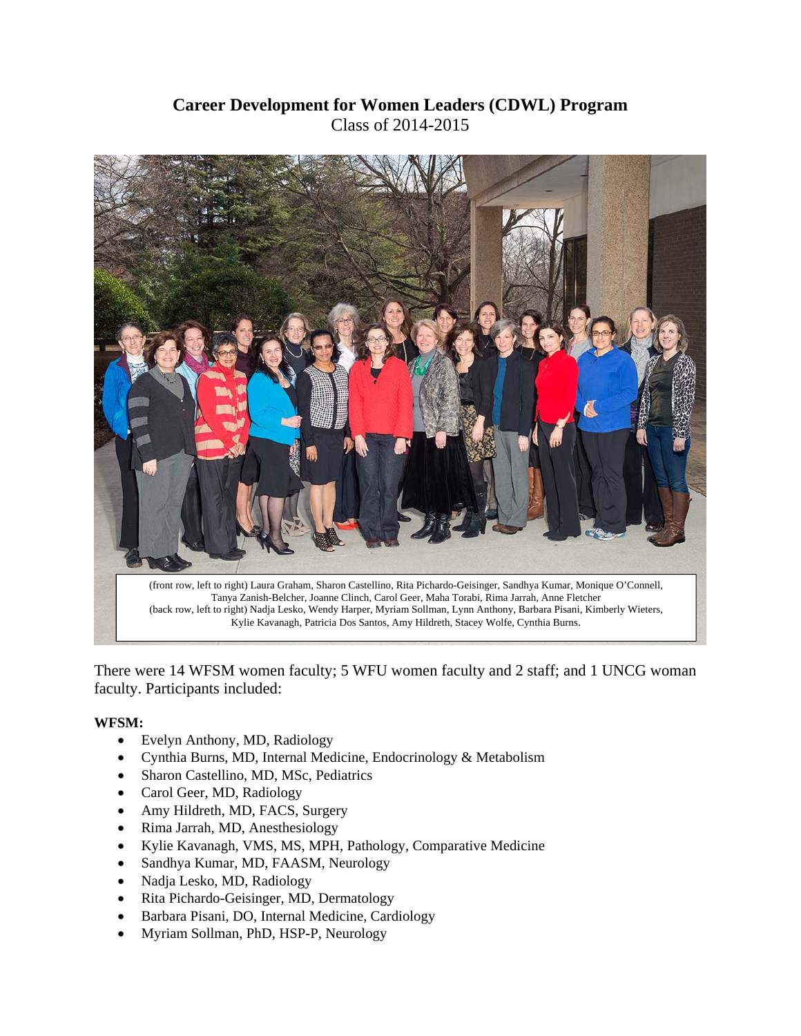**Career Development for Women Leaders (CDWL) Program**
Class of 2014-2015

(front row, left to right) Laura Graham, Sharon Castellino, Rita Pichardo-Geisinger, Sandhya Kumar, Monique O'Connell, Tanya Zanish-Belcher, Joanne Clinch, Carol Geer, Maha Torabi, Rima Jarrah, Anne Fletcher
(back row, left to right) Nadja Lesko, Wendy Harper, Myriam Sollman, Lynn Anthony, Barbara Pisani, Kimberly Wieters, Kylie Kavanagh, Patricia Dos Santos, Amy Hildreth, Stacey Wolfe, Cynthia Burns.

There were 14 WFSM women faculty; 5 WFU women faculty and 2 staff; and 1 UNCG woman faculty. Participants included:

**WFSM:**

- Evelyn Anthony, MD, Radiology
- Cynthia Burns, MD, Internal Medicine, Endocrinology & Metabolism
- Sharon Castellino, MD, MSc, Pediatrics
- Carol Geer, MD, Radiology
- Amy Hildreth, MD, FACS, Surgery
- Rima Jarrah, MD, Anesthesiology
- Kylie Kavanagh, VMS, MS, MPH, Pathology, Comparative Medicine
- Sandhya Kumar, MD, FAASM, Neurology
- Nadja Lesko, MD, Radiology
- Rita Pichardo-Geisinger, MD, Dermatology
- Barbara Pisani, DO, Internal Medicine, Cardiology
- Myriam Sollman, PhD, HSP-P, Neurology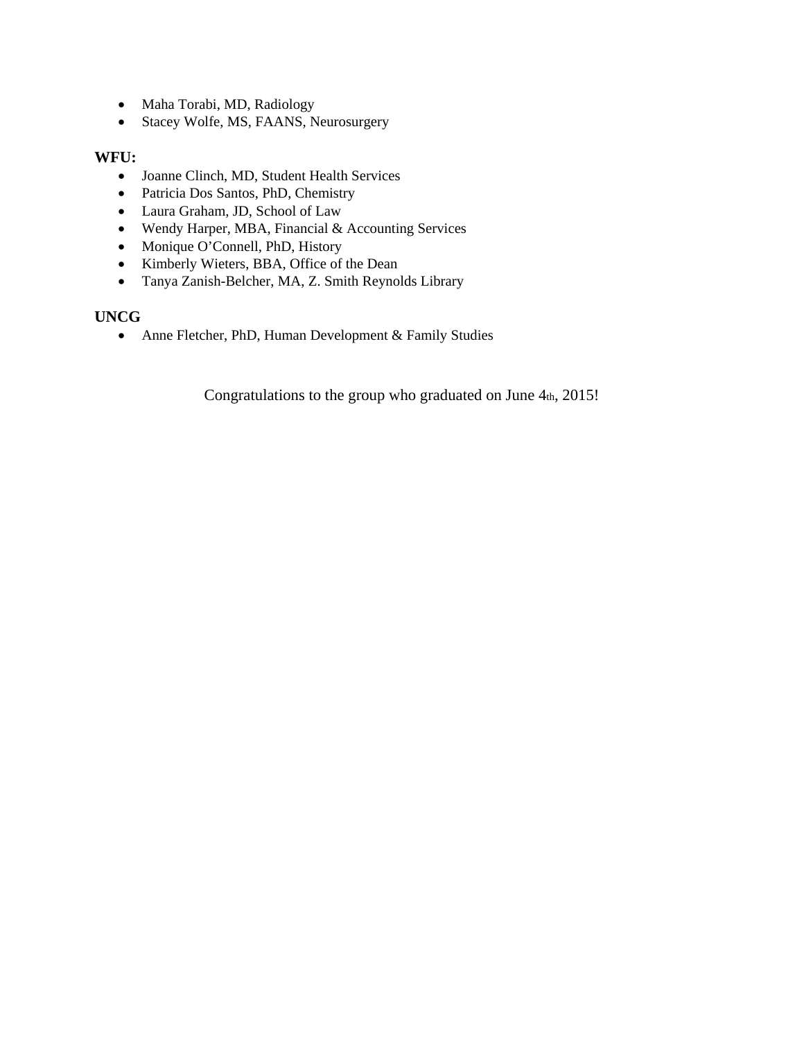- Maha Torabi, MD, Radiology
- Stacey Wolfe, MS, FAANS, Neurosurgery

**WFU:**

- Joanne Clinch, MD, Student Health Services
- Patricia Dos Santos, PhD, Chemistry
- Laura Graham, JD, School of Law
- Wendy Harper, MBA, Financial & Accounting Services
- Monique O'Connell, PhD, History
- Kimberly Wieters, BBA, Office of the Dean
- Tanya Zanish-Belcher, MA, Z. Smith Reynolds Library

**UNCG**

- Anne Fletcher, PhD, Human Development & Family Studies

Congratulations to the group who graduated on June 4th, 2015!